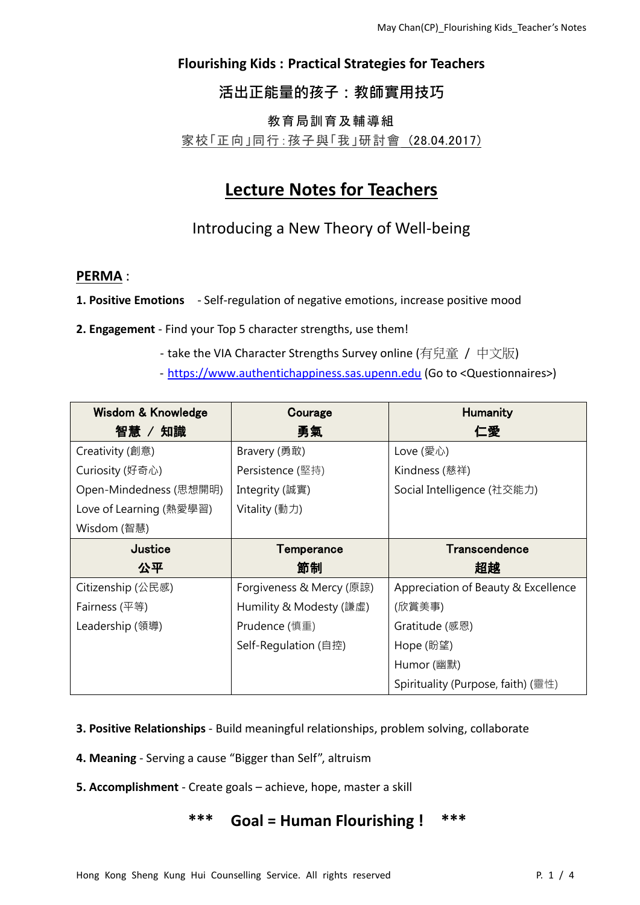# Flourishing Kids : Practical Strategies for Teachers

## 活出正能量的孩子：教師實用技巧

教育局訓育及輔導組

家校「正向」同行 : 孩子與「我」研討會（28.04.2017）

# Lecture Notes for Teachers

## Introducing a New Theory of Well-being

**PERMA** :

**1. Positive Emotions** - Self-regulation of negative emotions, increase positive mood

**2. Engagement** - Find your Top 5 character strengths, use them!

- take the VIA Character Strengths Survey online (有兒童 / 中文版)
- https://www.authentichappiness.sas.upenn.edu (Go to <Questionnaires>)

| Wisdom & Knowledge 智慧 / 知識 | Courage 勇氣 | Humanity 仁愛 |
|---|---|---|
| Creativity (創意)<br>Curiosity (好奇心)<br>Open-Mindedness (思想開明)<br>Love of Learning (熱愛學習)<br>Wisdom (智慧) | Bravery (勇敢)<br>Persistence (堅持)<br>Integrity (誠實)<br>Vitality (動力) | Love (愛心)<br>Kindness (慈祥)<br>Social Intelligence (社交能力) |
| **Justice 公平** | **Temperance 節制** | **Transcendence 超越** |
| Citizenship (公民感)<br>Fairness (平等)<br>Leadership (領導) | Forgiveness & Mercy (原諒)<br>Humility & Modesty (謙虛)<br>Prudence (慎重)<br>Self-Regulation (自控) | Appreciation of Beauty & Excellence (欣賞美事)<br>Gratitude (感恩)<br>Hope (盼望)<br>Humor (幽默)<br>Spirituality (Purpose, faith) (靈性) |

**3. Positive Relationships** - Build meaningful relationships, problem solving, collaborate

**4. Meaning** - Serving a cause "Bigger than Self", altruism

**5. Accomplishment** - Create goals – achieve, hope, master a skill

*** **Goal = Human Flourishing !** ***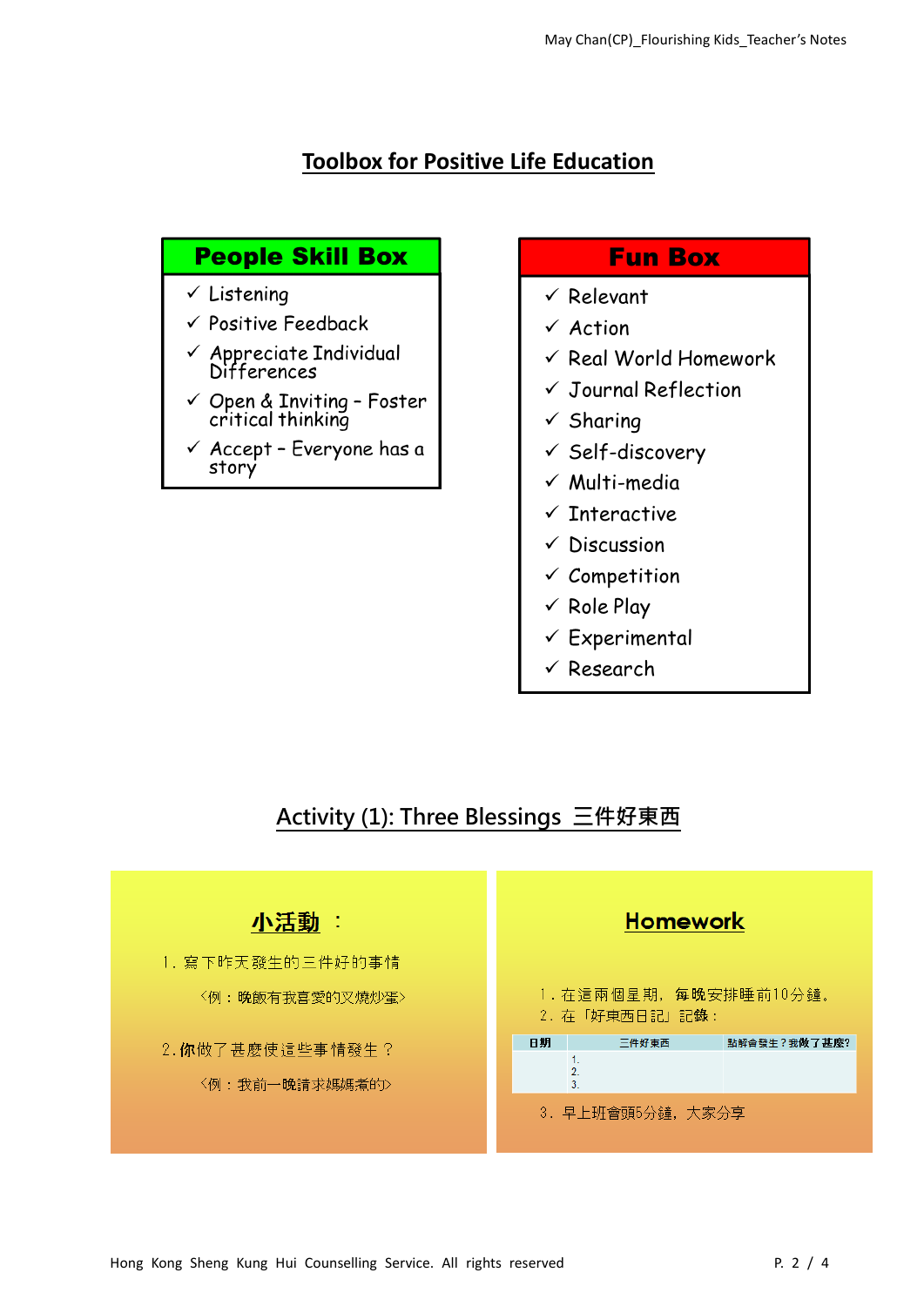## Toolbox for Positive Life Education

**People Skill Box**

- ✓ Listening
- ✓ Positive Feedback
- ✓ Appreciate Individual Differences
- ✓ Open & Inviting – Foster critical thinking
- ✓ Accept – Everyone has a story

**Fun Box**

- ✓ Relevant
- ✓ Action
- ✓ Real World Homework
- ✓ Journal Reflection
- ✓ Sharing
- ✓ Self-discovery
- ✓ Multi-media
- ✓ Interactive
- ✓ Discussion
- ✓ Competition
- ✓ Role Play
- ✓ Experimental
- ✓ Research

## Activity (1): Three Blessings 三件好東西

**小活動 ：**

1. 寫下昨天發生的三件好的事情

 〈例：晚飯有我喜愛的叉燒炒蛋〉

2. 你做了甚麼使這些事情發生？

 〈例：我前一晚請求媽媽煮的〉

**Homework**

1. 在這兩個星期，每晚安排睡前10分鐘。
2. 在「好東西日記」記錄：

| 日期 | 三件好東西 | 點解會發生？我做了甚麼? |
| --- | --- | --- |
| | 1.<br>2.<br>3. | |

3. 早上班會頭5分鐘，大家分享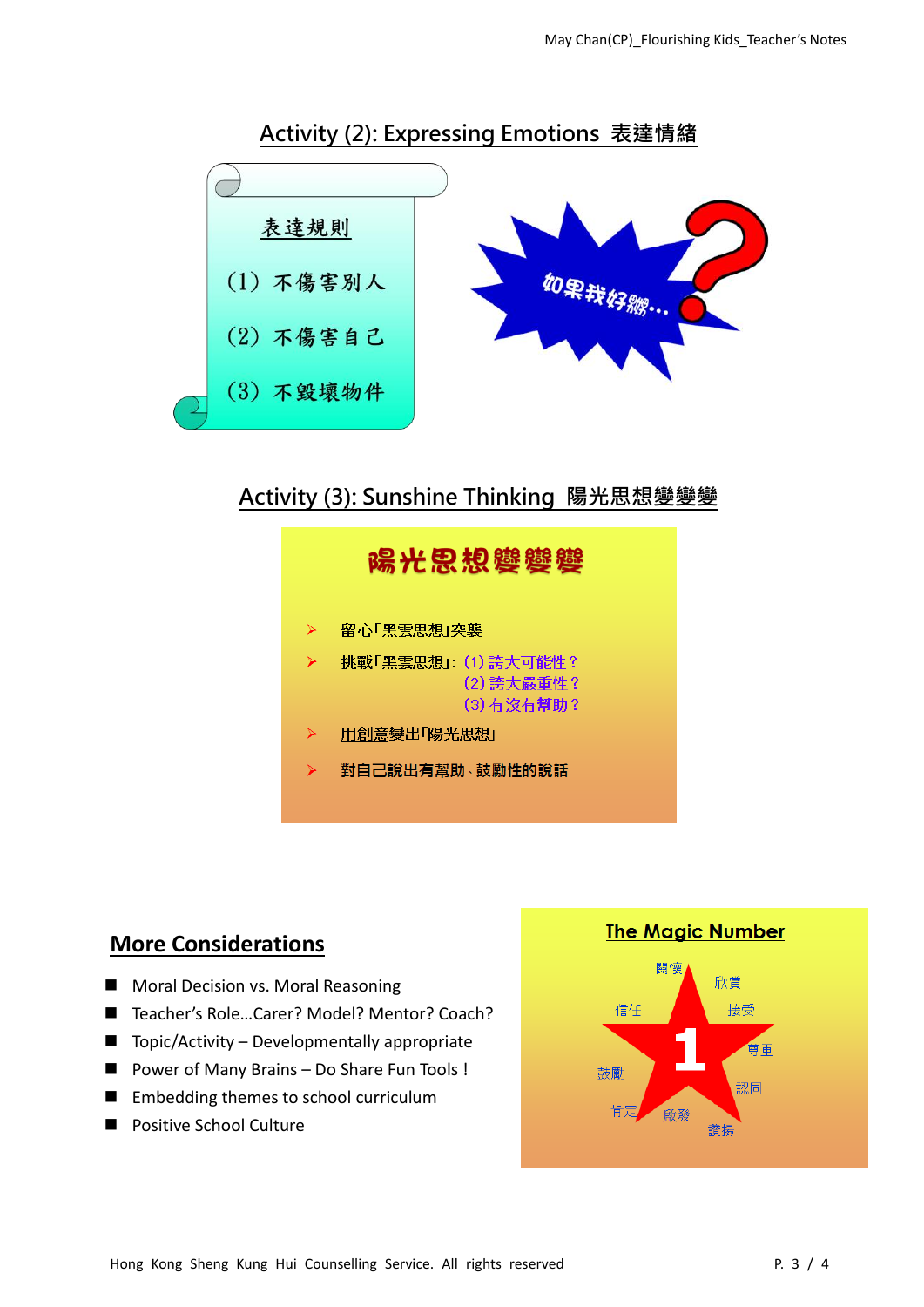## Activity (2): Expressing Emotions 表達情緒

表達規則

(1) 不傷害別人

(2) 不傷害自己

(3) 不毀壞物件

如果我好嬲…

## Activity (3): Sunshine Thinking 陽光思想變變變

陽光思想變變變

- 留心「黑雲思想」突襲
- 挑戰「黑雲思想」: (1) 誇大可能性？
  (2) 誇大嚴重性？
  (3) 有沒有幫助？
- 用創意變出「陽光思想」
- 對自己說出有幫助、鼓勵性的說話

## More Considerations

- Moral Decision vs. Moral Reasoning
- Teacher's Role…Carer? Model? Mentor? Coach?
- Topic/Activity – Developmentally appropriate
- Power of Many Brains – Do Share Fun Tools !
- Embedding themes to school curriculum
- Positive School Culture

**The Magic Number**

1

關懷 欣賞 信任 接受 尊重 鼓勵 認同 肯定 啟發 讚揚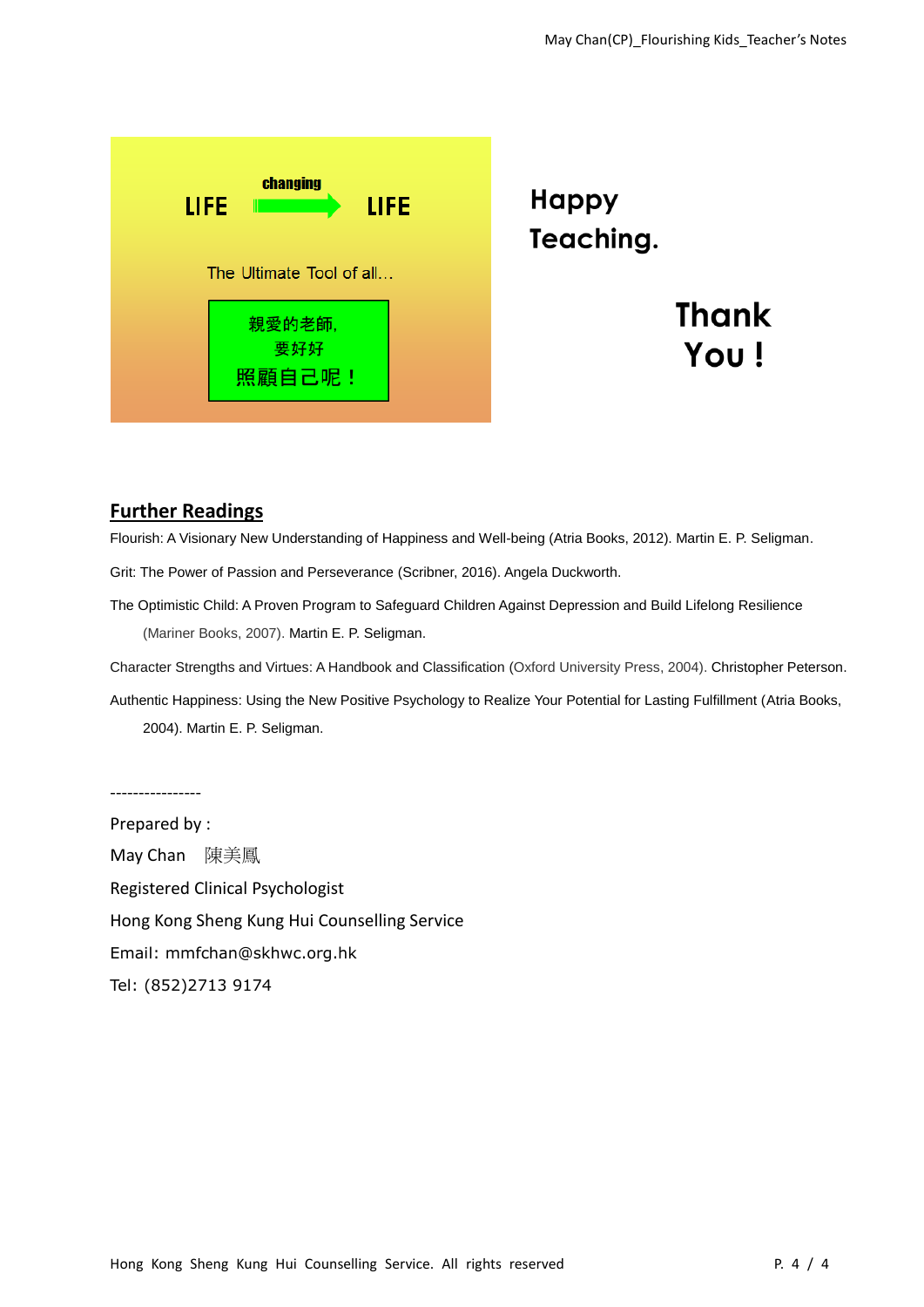LIFE changing LIFE

The Ultimate Tool of all…

親愛的老師，
要好好
照顧自己呢！

Happy Teaching.

Thank You !

## Further Readings

Flourish: A Visionary New Understanding of Happiness and Well-being (Atria Books, 2012). Martin E. P. Seligman.

Grit: The Power of Passion and Perseverance (Scribner, 2016). Angela Duckworth.

The Optimistic Child: A Proven Program to Safeguard Children Against Depression and Build Lifelong Resilience (Mariner Books, 2007). Martin E. P. Seligman.

Character Strengths and Virtues: A Handbook and Classification (Oxford University Press, 2004). Christopher Peterson.

Authentic Happiness: Using the New Positive Psychology to Realize Your Potential for Lasting Fulfillment (Atria Books, 2004). Martin E. P. Seligman.

----------------

Prepared by :

May Chan　陳美鳳

Registered Clinical Psychologist

Hong Kong Sheng Kung Hui Counselling Service

Email: mmfchan@skhwc.org.hk

Tel: (852)2713 9174